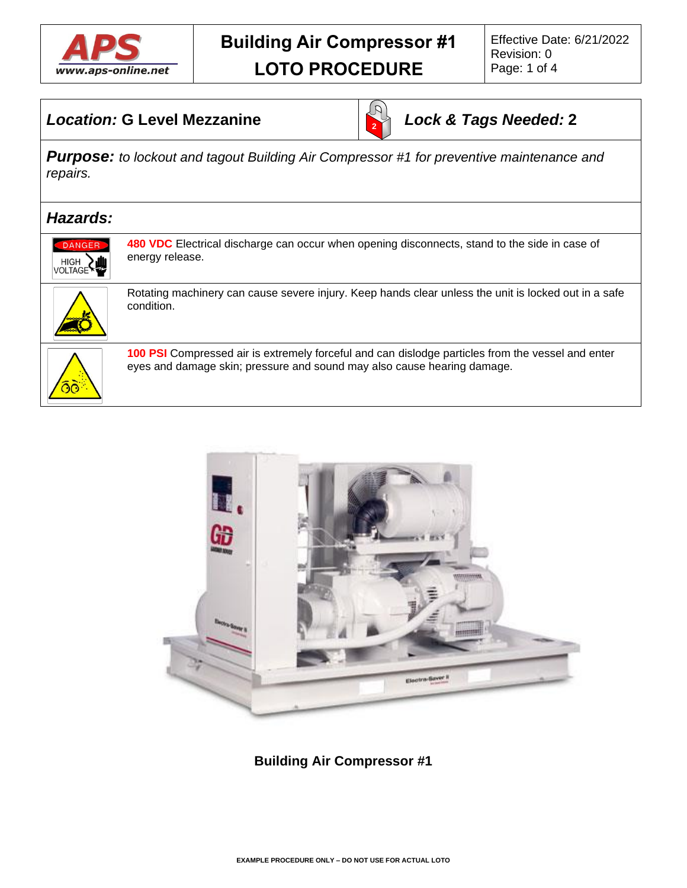# Building Air Compressor #1
# LOTO PROCEDURE

Effective Date: 6/21/2022
Revision: 0

***Location:*** **G Level Mezzanine**

***Lock & Tags Needed:*** **2**

***Purpose:*** *to lockout and tagout Building Air Compressor #1 for preventive maintenance and repairs.*

## *Hazards:*

| | |
|---|---|
| DANGER HIGH VOLTAGE | **480 VDC** Electrical discharge can occur when opening disconnects, stand to the side in case of energy release. |
| | Rotating machinery can cause severe injury. Keep hands clear unless the unit is locked out in a safe condition. |
| | **100 PSI** Compressed air is extremely forceful and can dislodge particles from the vessel and enter eyes and damage skin; pressure and sound may also cause hearing damage. |

**Building Air Compressor #1**

**EXAMPLE PROCEDURE ONLY – DO NOT USE FOR ACTUAL LOTO**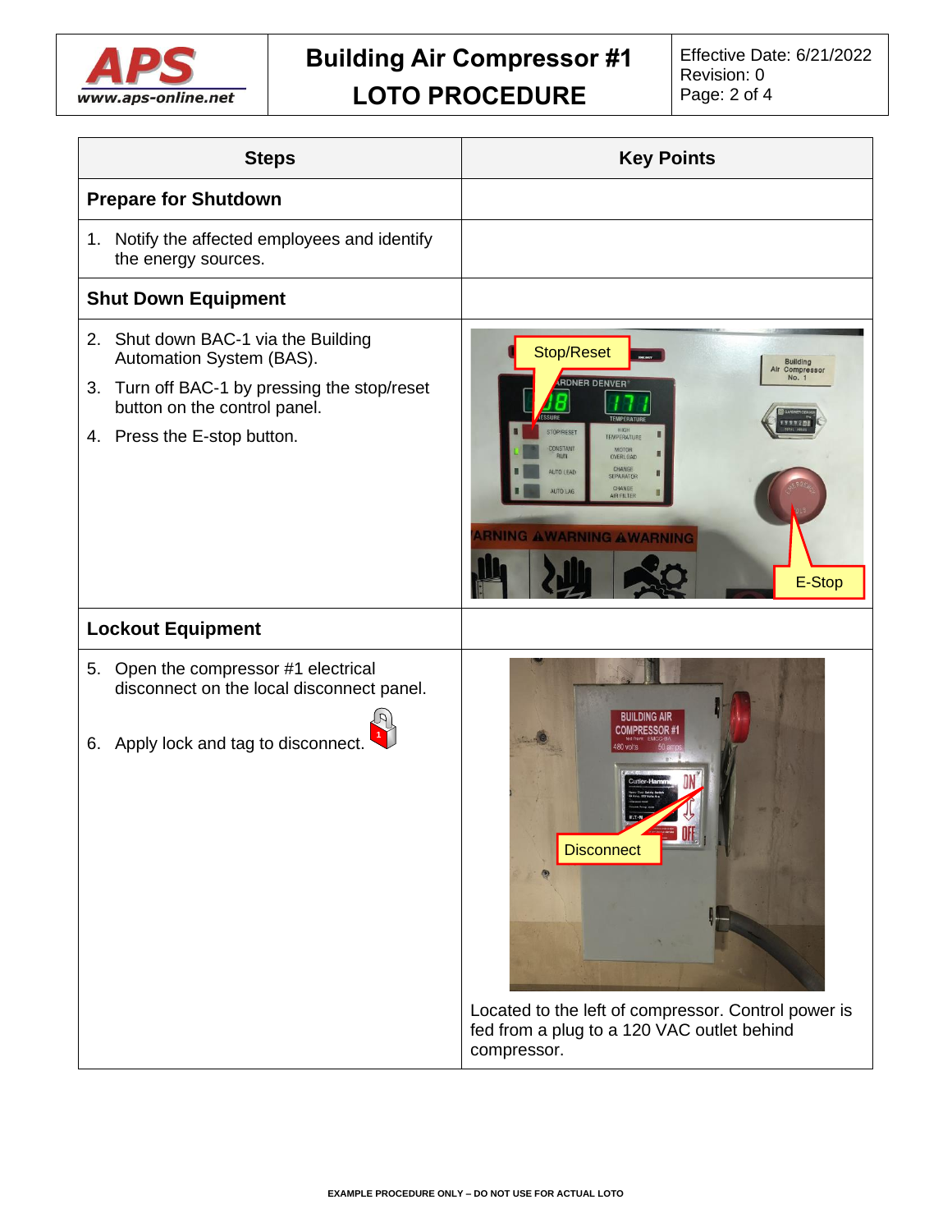# Building Air Compressor #1 LOTO PROCEDURE

Effective Date: 6/21/2022
Revision: 0

| Steps | Key Points |
|---|---|
| **Prepare for Shutdown** | |
| 1. Notify the affected employees and identify the energy sources. | |
| **Shut Down Equipment** | |
| 2. Shut down BAC-1 via the Building Automation System (BAS). 3. Turn off BAC-1 by pressing the stop/reset button on the control panel. 4. Press the E-stop button. | Stop/Reset; E-Stop |
| **Lockout Equipment** | |
| 5. Open the compressor #1 electrical disconnect on the local disconnect panel. 6. Apply lock and tag to disconnect. | Disconnect. Located to the left of compressor. Control power is fed from a plug to a 120 VAC outlet behind compressor. |

EXAMPLE PROCEDURE ONLY – DO NOT USE FOR ACTUAL LOTO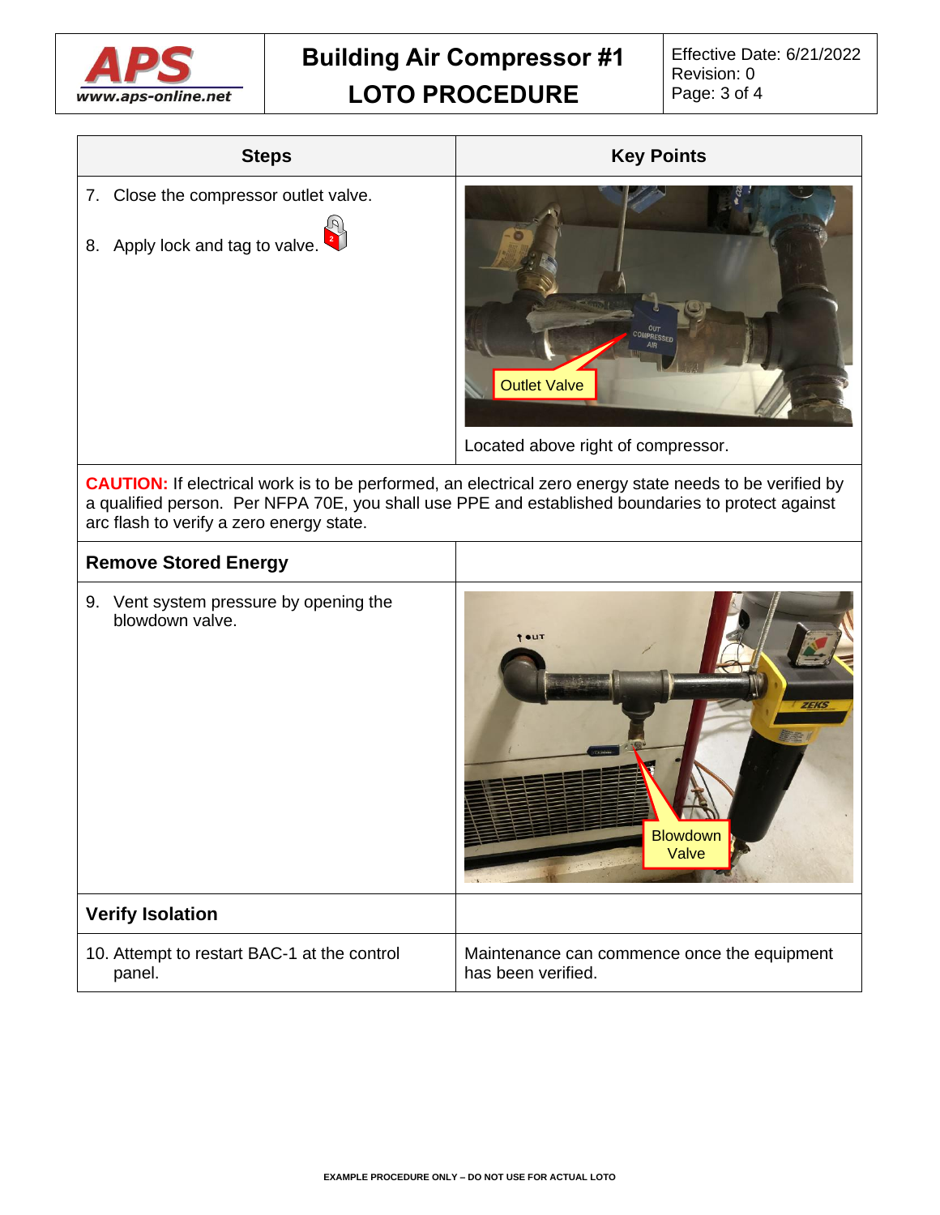| Steps | Key Points |
|---|---|
| 7. Close the compressor outlet valve.<br><br>8. Apply lock and tag to valve. | Outlet Valve<br><br>Located above right of compressor. |
| **CAUTION:** If electrical work is to be performed, an electrical zero energy state needs to be verified by a qualified person. Per NFPA 70E, you shall use PPE and established boundaries to protect against arc flash to verify a zero energy state. | |
| **Remove Stored Energy** | |
| 9. Vent system pressure by opening the blowdown valve. | Blowdown Valve |
| **Verify Isolation** | |
| 10. Attempt to restart BAC-1 at the control panel. | Maintenance can commence once the equipment has been verified. |

EXAMPLE PROCEDURE ONLY – DO NOT USE FOR ACTUAL LOTO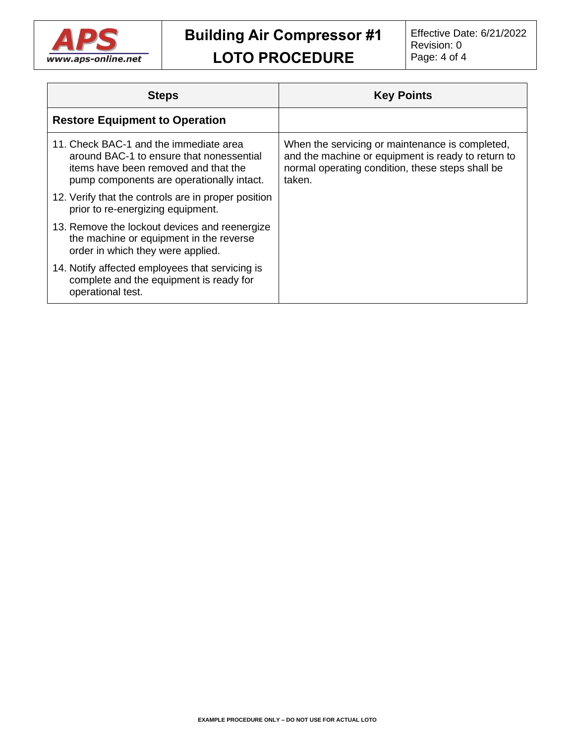| Steps | Key Points |
|---|---|
| **Restore Equipment to Operation** | |
| 11. Check BAC-1 and the immediate area around BAC-1 to ensure that nonessential items have been removed and that the pump components are operationally intact.<br>12. Verify that the controls are in proper position prior to re-energizing equipment.<br>13. Remove the lockout devices and reenergize the machine or equipment in the reverse order in which they were applied.<br>14. Notify affected employees that servicing is complete and the equipment is ready for operational test. | When the servicing or maintenance is completed, and the machine or equipment is ready to return to normal operating condition, these steps shall be taken. |

EXAMPLE PROCEDURE ONLY – DO NOT USE FOR ACTUAL LOTO